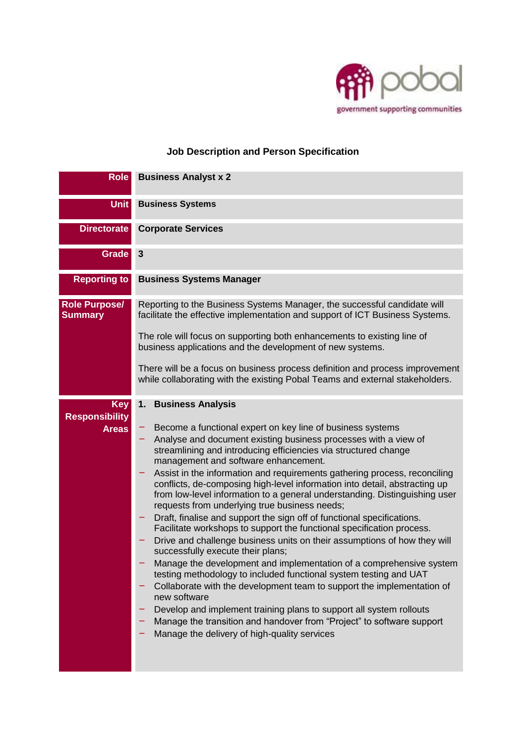# Job Description and Person Specification

| | |
|---|---|
| **Role** | **Business Analyst x 2** |
| **Unit** | **Business Systems** |
| **Directorate** | **Corporate Services** |
| **Grade** | **3** |
| **Reporting to** | **Business Systems Manager** |
| **Role Purpose/ Summary** | Reporting to the Business Systems Manager, the successful candidate will facilitate the effective implementation and support of ICT Business Systems.<br><br>The role will focus on supporting both enhancements to existing line of business applications and the development of new systems.<br><br>There will be a focus on business process definition and process improvement while collaborating with the existing Pobal Teams and external stakeholders. |
| **Key Responsibility Areas** | **1. Business Analysis**<br><br>– Become a functional expert on key line of business systems<br>– Analyse and document existing business processes with a view of streamlining and introducing efficiencies via structured change management and software enhancement.<br>– Assist in the information and requirements gathering process, reconciling conflicts, de-composing high-level information into detail, abstracting up from low-level information to a general understanding. Distinguishing user requests from underlying true business needs;<br>– Draft, finalise and support the sign off of functional specifications. Facilitate workshops to support the functional specification process.<br>– Drive and challenge business units on their assumptions of how they will successfully execute their plans;<br>– Manage the development and implementation of a comprehensive system testing methodology to included functional system testing and UAT<br>– Collaborate with the development team to support the implementation of new software<br>– Develop and implement training plans to support all system rollouts<br>– Manage the transition and handover from "Project" to software support<br>– Manage the delivery of high-quality services |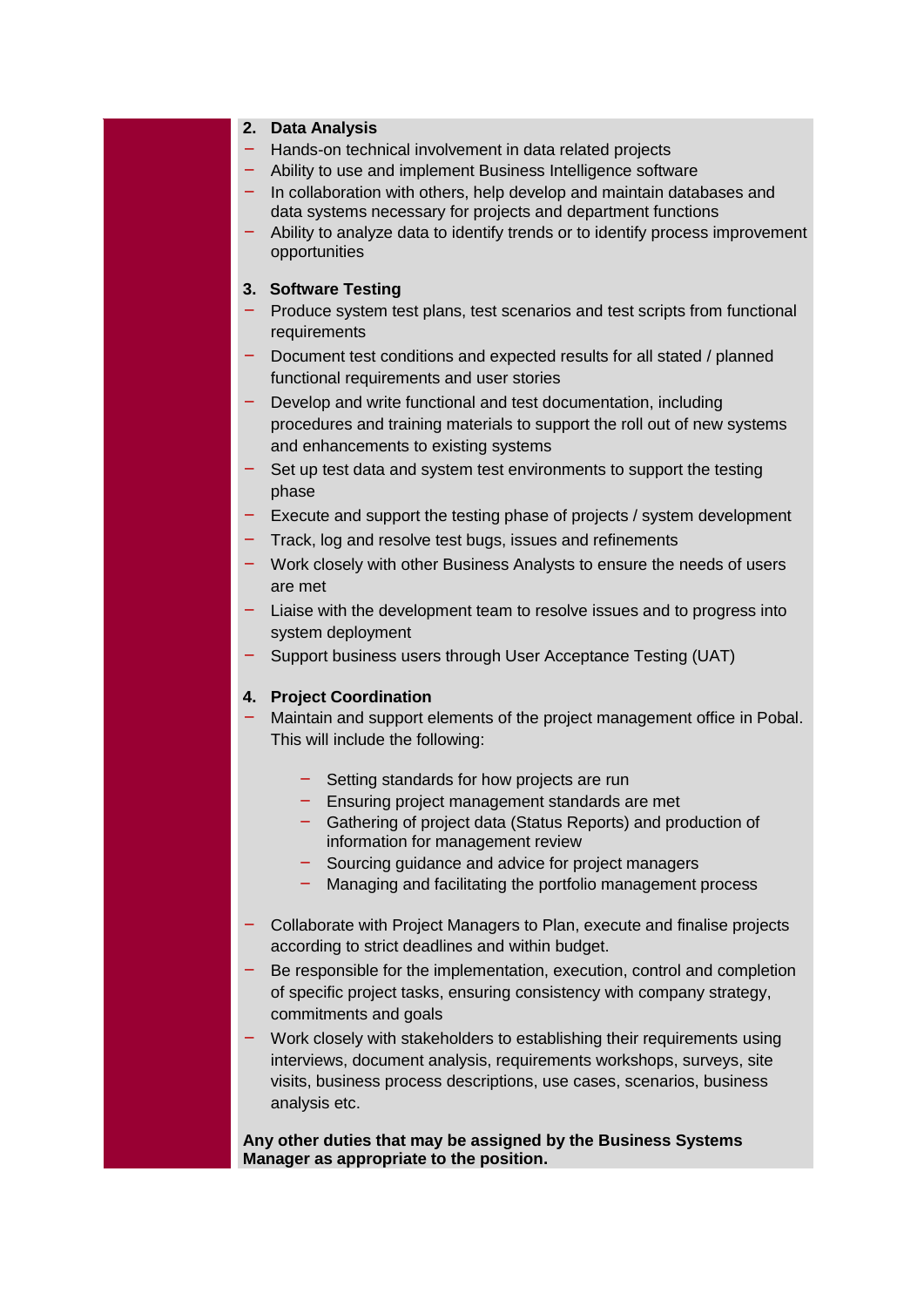**2. Data Analysis**

- Hands-on technical involvement in data related projects
- Ability to use and implement Business Intelligence software
- In collaboration with others, help develop and maintain databases and data systems necessary for projects and department functions
- Ability to analyze data to identify trends or to identify process improvement opportunities

**3. Software Testing**

- Produce system test plans, test scenarios and test scripts from functional requirements
- Document test conditions and expected results for all stated / planned functional requirements and user stories
- Develop and write functional and test documentation, including procedures and training materials to support the roll out of new systems and enhancements to existing systems
- Set up test data and system test environments to support the testing phase
- Execute and support the testing phase of projects / system development
- Track, log and resolve test bugs, issues and refinements
- Work closely with other Business Analysts to ensure the needs of users are met
- Liaise with the development team to resolve issues and to progress into system deployment
- Support business users through User Acceptance Testing (UAT)

**4. Project Coordination**

- Maintain and support elements of the project management office in Pobal. This will include the following:
    - Setting standards for how projects are run
    - Ensuring project management standards are met
    - Gathering of project data (Status Reports) and production of information for management review
    - Sourcing guidance and advice for project managers
    - Managing and facilitating the portfolio management process
- Collaborate with Project Managers to Plan, execute and finalise projects according to strict deadlines and within budget.
- Be responsible for the implementation, execution, control and completion of specific project tasks, ensuring consistency with company strategy, commitments and goals
- Work closely with stakeholders to establishing their requirements using interviews, document analysis, requirements workshops, surveys, site visits, business process descriptions, use cases, scenarios, business analysis etc.

**Any other duties that may be assigned by the Business Systems Manager as appropriate to the position.**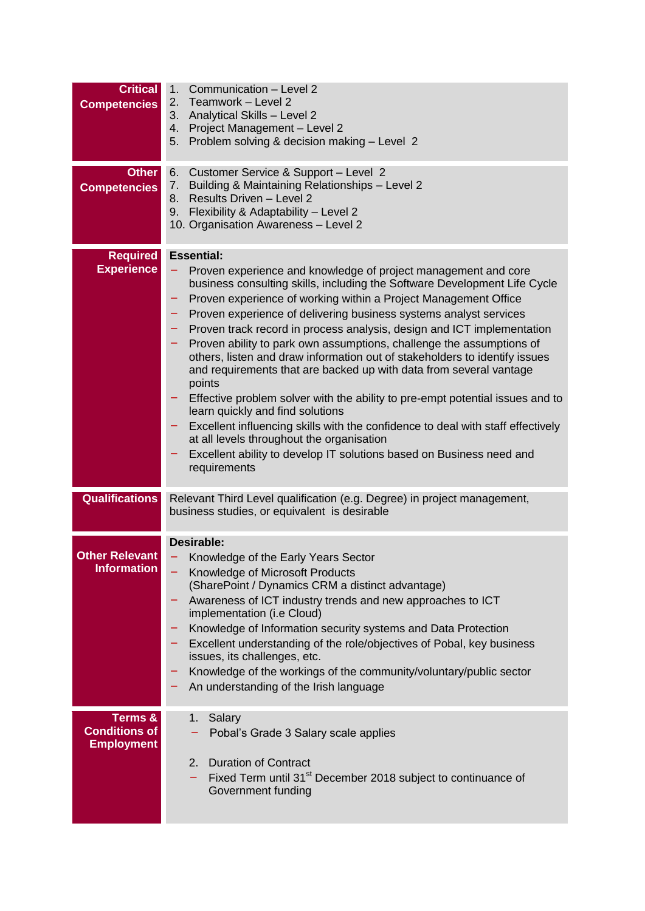| | |
|---|---|
| **Critical Competencies** | 1. Communication – Level 2<br>2. Teamwork – Level 2<br>3. Analytical Skills – Level 2<br>4. Project Management – Level 2<br>5. Problem solving & decision making – Level 2 |
| **Other Competencies** | 6. Customer Service & Support – Level 2<br>7. Building & Maintaining Relationships – Level 2<br>8. Results Driven – Level 2<br>9. Flexibility & Adaptability – Level 2<br>10. Organisation Awareness – Level 2 |
| **Required Experience** | **Essential:**<br>– Proven experience and knowledge of project management and core business consulting skills, including the Software Development Life Cycle<br>– Proven experience of working within a Project Management Office<br>– Proven experience of delivering business systems analyst services<br>– Proven track record in process analysis, design and ICT implementation<br>– Proven ability to park own assumptions, challenge the assumptions of others, listen and draw information out of stakeholders to identify issues and requirements that are backed up with data from several vantage points<br>– Effective problem solver with the ability to pre-empt potential issues and to learn quickly and find solutions<br>– Excellent influencing skills with the confidence to deal with staff effectively at all levels throughout the organisation<br>– Excellent ability to develop IT solutions based on Business need and requirements |
| **Qualifications** | Relevant Third Level qualification (e.g. Degree) in project management, business studies, or equivalent is desirable |
| **Other Relevant Information** | **Desirable:**<br>– Knowledge of the Early Years Sector<br>– Knowledge of Microsoft Products (SharePoint / Dynamics CRM a distinct advantage)<br>– Awareness of ICT industry trends and new approaches to ICT implementation (i.e Cloud)<br>– Knowledge of Information security systems and Data Protection<br>– Excellent understanding of the role/objectives of Pobal, key business issues, its challenges, etc.<br>– Knowledge of the workings of the community/voluntary/public sector<br>– An understanding of the Irish language |
| **Terms & Conditions of Employment** | 1. Salary<br>– Pobal's Grade 3 Salary scale applies<br><br>2. Duration of Contract<br>– Fixed Term until 31st December 2018 subject to continuance of Government funding |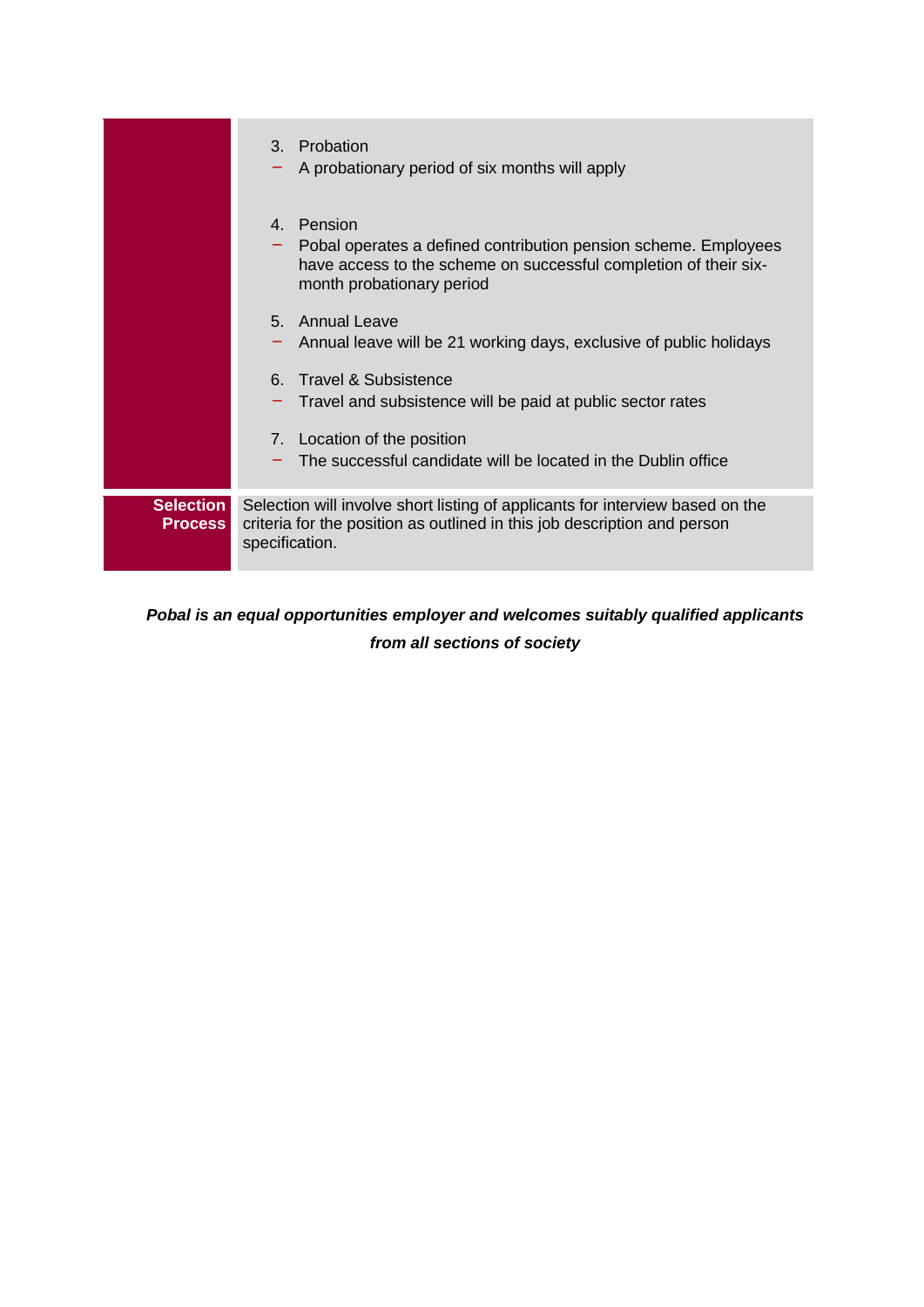| | |
|---|---|
| | 3. Probation<br>– A probationary period of six months will apply<br><br>4. Pension<br>– Pobal operates a defined contribution pension scheme. Employees have access to the scheme on successful completion of their six-month probationary period<br><br>5. Annual Leave<br>– Annual leave will be 21 working days, exclusive of public holidays<br><br>6. Travel & Subsistence<br>– Travel and subsistence will be paid at public sector rates<br><br>7. Location of the position<br>– The successful candidate will be located in the Dublin office |
| **Selection Process** | Selection will involve short listing of applicants for interview based on the criteria for the position as outlined in this job description and person specification. |

***Pobal is an equal opportunities employer and welcomes suitably qualified applicants from all sections of society***